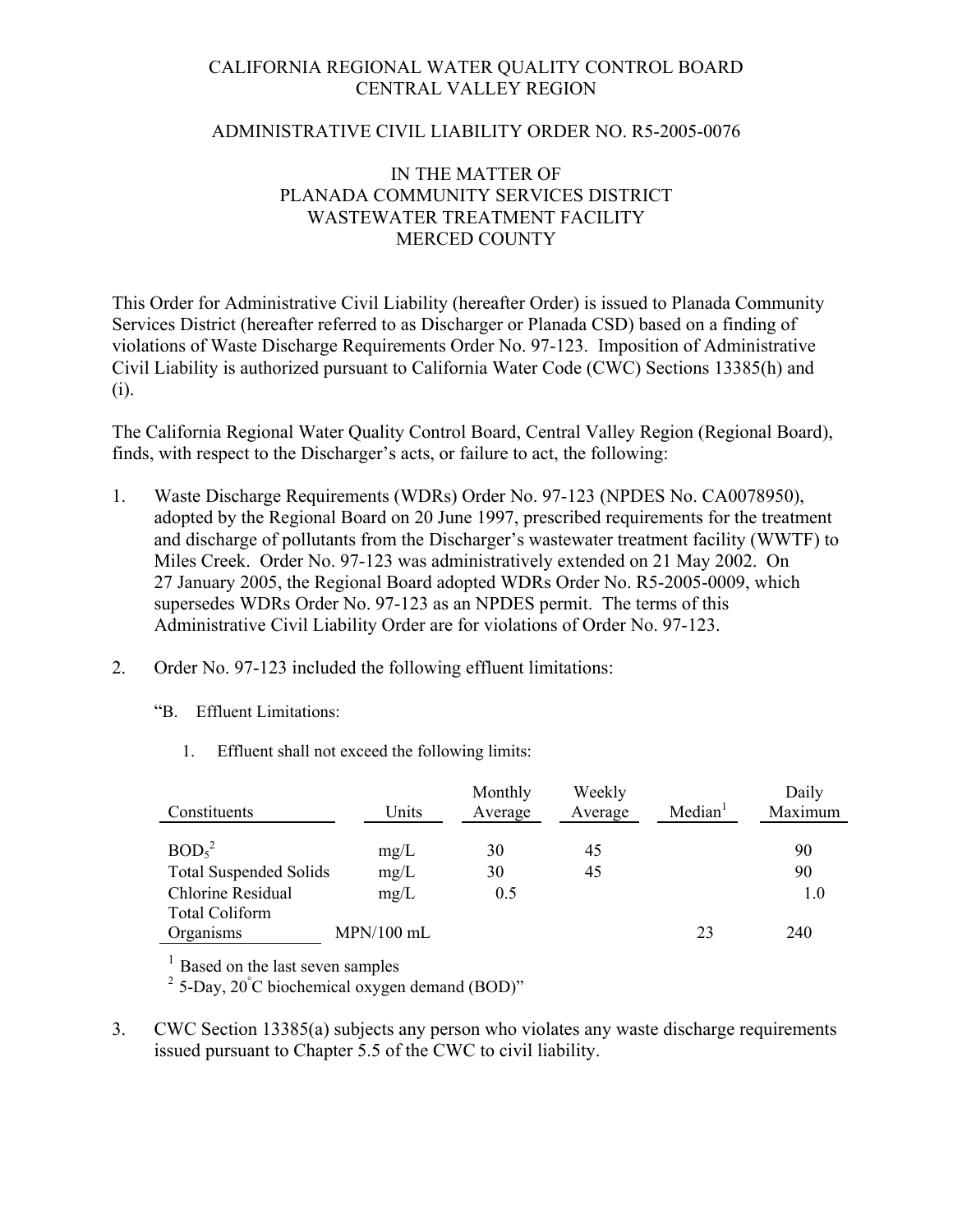# CALIFORNIA REGIONAL WATER QUALITY CONTROL BOARD
# CENTRAL VALLEY REGION

## ADMINISTRATIVE CIVIL LIABILITY ORDER NO. R5-2005-0076

## IN THE MATTER OF
## PLANADA COMMUNITY SERVICES DISTRICT
## WASTEWATER TREATMENT FACILITY
## MERCED COUNTY

This Order for Administrative Civil Liability (hereafter Order) is issued to Planada Community Services District (hereafter referred to as Discharger or Planada CSD) based on a finding of violations of Waste Discharge Requirements Order No. 97-123. Imposition of Administrative Civil Liability is authorized pursuant to California Water Code (CWC) Sections 13385(h) and (i).

The California Regional Water Quality Control Board, Central Valley Region (Regional Board), finds, with respect to the Discharger's acts, or failure to act, the following:

1. Waste Discharge Requirements (WDRs) Order No. 97-123 (NPDES No. CA0078950), adopted by the Regional Board on 20 June 1997, prescribed requirements for the treatment and discharge of pollutants from the Discharger's wastewater treatment facility (WWTF) to Miles Creek. Order No. 97-123 was administratively extended on 21 May 2002. On 27 January 2005, the Regional Board adopted WDRs Order No. R5-2005-0009, which supersedes WDRs Order No. 97-123 as an NPDES permit. The terms of this Administrative Civil Liability Order are for violations of Order No. 97-123.

2. Order No. 97-123 included the following effluent limitations:

   "B. Effluent Limitations:

   1. Effluent shall not exceed the following limits:

| Constituents | Units | Monthly Average | Weekly Average | Median[1] | Daily Maximum |
|---|---|---|---|---|---|
| $BOD_5$[2] | mg/L | 30 | 45 | | 90 |
| Total Suspended Solids | mg/L | 30 | 45 | | 90 |
| Chlorine Residual | mg/L | 0.5 | | | 1.0 |
| Total Coliform Organisms | MPN/100 mL | | | 23 | 240 |

[1] Based on the last seven samples
[2] 5-Day, 20°C biochemical oxygen demand (BOD)"

3. CWC Section 13385(a) subjects any person who violates any waste discharge requirements issued pursuant to Chapter 5.5 of the CWC to civil liability.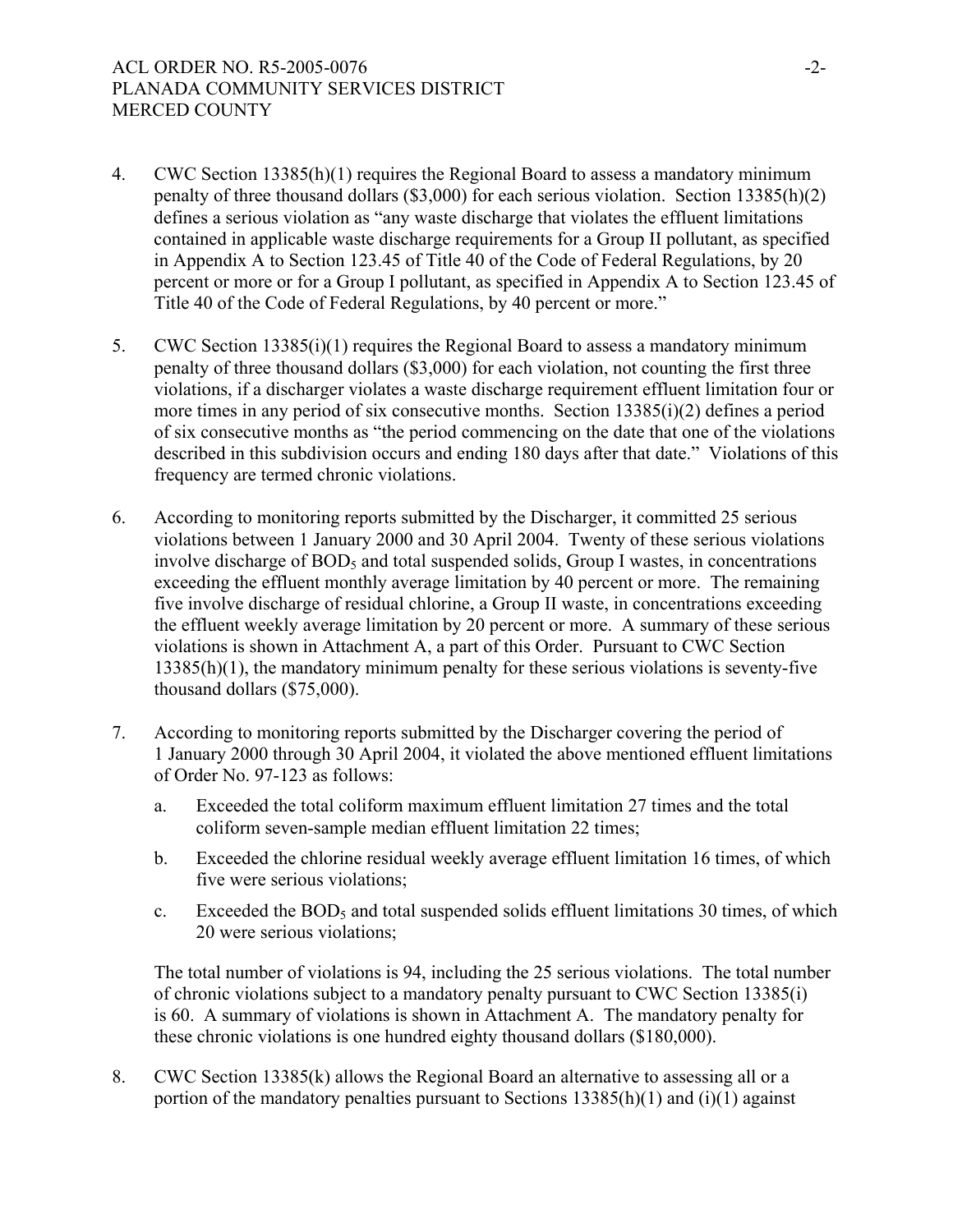4. CWC Section 13385(h)(1) requires the Regional Board to assess a mandatory minimum penalty of three thousand dollars ($3,000) for each serious violation. Section 13385(h)(2) defines a serious violation as "any waste discharge that violates the effluent limitations contained in applicable waste discharge requirements for a Group II pollutant, as specified in Appendix A to Section 123.45 of Title 40 of the Code of Federal Regulations, by 20 percent or more or for a Group I pollutant, as specified in Appendix A to Section 123.45 of Title 40 of the Code of Federal Regulations, by 40 percent or more."

5. CWC Section 13385(i)(1) requires the Regional Board to assess a mandatory minimum penalty of three thousand dollars ($3,000) for each violation, not counting the first three violations, if a discharger violates a waste discharge requirement effluent limitation four or more times in any period of six consecutive months. Section 13385(i)(2) defines a period of six consecutive months as "the period commencing on the date that one of the violations described in this subdivision occurs and ending 180 days after that date." Violations of this frequency are termed chronic violations.

6. According to monitoring reports submitted by the Discharger, it committed 25 serious violations between 1 January 2000 and 30 April 2004. Twenty of these serious violations involve discharge of $BOD_5$ and total suspended solids, Group I wastes, in concentrations exceeding the effluent monthly average limitation by 40 percent or more. The remaining five involve discharge of residual chlorine, a Group II waste, in concentrations exceeding the effluent weekly average limitation by 20 percent or more. A summary of these serious violations is shown in Attachment A, a part of this Order. Pursuant to CWC Section 13385(h)(1), the mandatory minimum penalty for these serious violations is seventy-five thousand dollars ($75,000).

7. According to monitoring reports submitted by the Discharger covering the period of 1 January 2000 through 30 April 2004, it violated the above mentioned effluent limitations of Order No. 97-123 as follows:

   a. Exceeded the total coliform maximum effluent limitation 27 times and the total coliform seven-sample median effluent limitation 22 times;

   b. Exceeded the chlorine residual weekly average effluent limitation 16 times, of which five were serious violations;

   c. Exceeded the $BOD_5$ and total suspended solids effluent limitations 30 times, of which 20 were serious violations;

   The total number of violations is 94, including the 25 serious violations. The total number of chronic violations subject to a mandatory penalty pursuant to CWC Section 13385(i) is 60. A summary of violations is shown in Attachment A. The mandatory penalty for these chronic violations is one hundred eighty thousand dollars ($180,000).

8. CWC Section 13385(k) allows the Regional Board an alternative to assessing all or a portion of the mandatory penalties pursuant to Sections 13385(h)(1) and (i)(1) against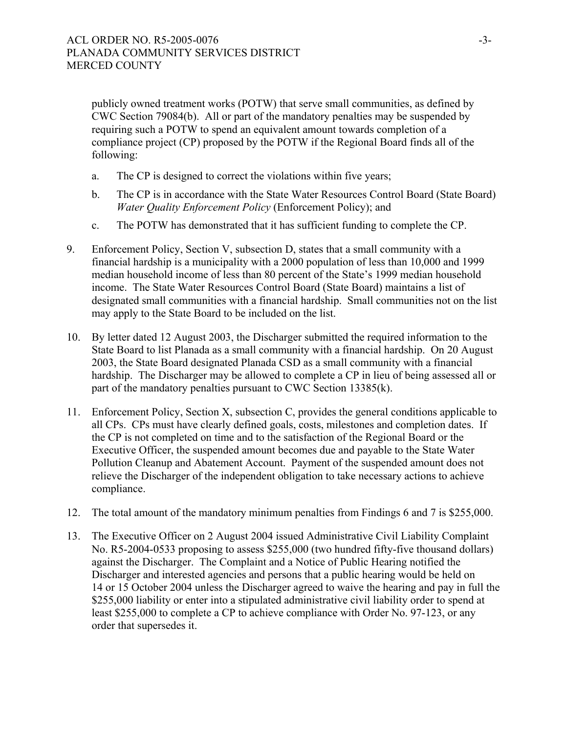publicly owned treatment works (POTW) that serve small communities, as defined by CWC Section 79084(b). All or part of the mandatory penalties may be suspended by requiring such a POTW to spend an equivalent amount towards completion of a compliance project (CP) proposed by the POTW if the Regional Board finds all of the following:

a. The CP is designed to correct the violations within five years;

b. The CP is in accordance with the State Water Resources Control Board (State Board) *Water Quality Enforcement Policy* (Enforcement Policy); and

c. The POTW has demonstrated that it has sufficient funding to complete the CP.

9. Enforcement Policy, Section V, subsection D, states that a small community with a financial hardship is a municipality with a 2000 population of less than 10,000 and 1999 median household income of less than 80 percent of the State's 1999 median household income. The State Water Resources Control Board (State Board) maintains a list of designated small communities with a financial hardship. Small communities not on the list may apply to the State Board to be included on the list.

10. By letter dated 12 August 2003, the Discharger submitted the required information to the State Board to list Planada as a small community with a financial hardship. On 20 August 2003, the State Board designated Planada CSD as a small community with a financial hardship. The Discharger may be allowed to complete a CP in lieu of being assessed all or part of the mandatory penalties pursuant to CWC Section 13385(k).

11. Enforcement Policy, Section X, subsection C, provides the general conditions applicable to all CPs. CPs must have clearly defined goals, costs, milestones and completion dates. If the CP is not completed on time and to the satisfaction of the Regional Board or the Executive Officer, the suspended amount becomes due and payable to the State Water Pollution Cleanup and Abatement Account. Payment of the suspended amount does not relieve the Discharger of the independent obligation to take necessary actions to achieve compliance.

12. The total amount of the mandatory minimum penalties from Findings 6 and 7 is $255,000.

13. The Executive Officer on 2 August 2004 issued Administrative Civil Liability Complaint No. R5-2004-0533 proposing to assess $255,000 (two hundred fifty-five thousand dollars) against the Discharger. The Complaint and a Notice of Public Hearing notified the Discharger and interested agencies and persons that a public hearing would be held on 14 or 15 October 2004 unless the Discharger agreed to waive the hearing and pay in full the $255,000 liability or enter into a stipulated administrative civil liability order to spend at least $255,000 to complete a CP to achieve compliance with Order No. 97-123, or any order that supersedes it.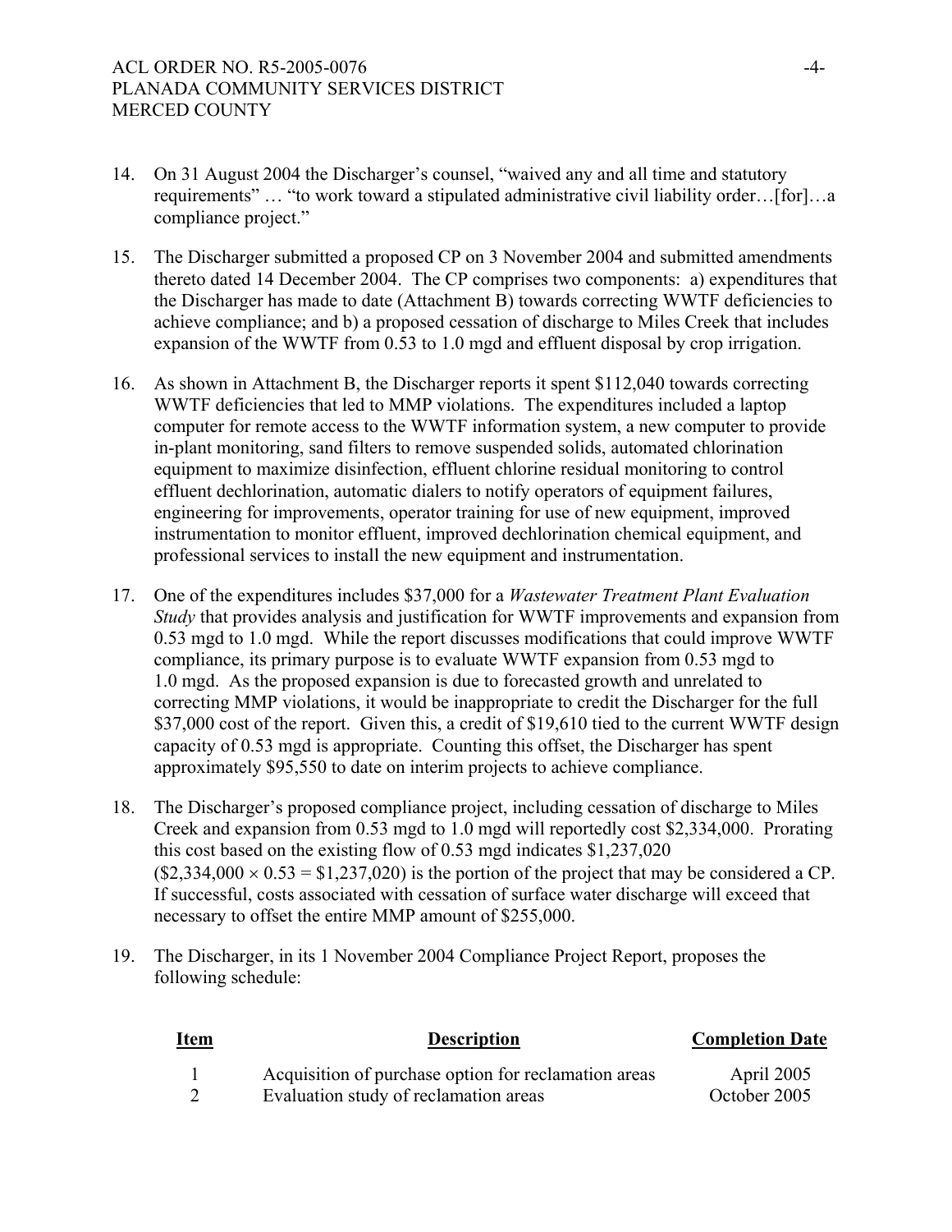14. On 31 August 2004 the Discharger's counsel, "waived any and all time and statutory requirements" … "to work toward a stipulated administrative civil liability order…[for]…a compliance project."

15. The Discharger submitted a proposed CP on 3 November 2004 and submitted amendments thereto dated 14 December 2004. The CP comprises two components: a) expenditures that the Discharger has made to date (Attachment B) towards correcting WWTF deficiencies to achieve compliance; and b) a proposed cessation of discharge to Miles Creek that includes expansion of the WWTF from 0.53 to 1.0 mgd and effluent disposal by crop irrigation.

16. As shown in Attachment B, the Discharger reports it spent $112,040 towards correcting WWTF deficiencies that led to MMP violations. The expenditures included a laptop computer for remote access to the WWTF information system, a new computer to provide in-plant monitoring, sand filters to remove suspended solids, automated chlorination equipment to maximize disinfection, effluent chlorine residual monitoring to control effluent dechlorination, automatic dialers to notify operators of equipment failures, engineering for improvements, operator training for use of new equipment, improved instrumentation to monitor effluent, improved dechlorination chemical equipment, and professional services to install the new equipment and instrumentation.

17. One of the expenditures includes $37,000 for a *Wastewater Treatment Plant Evaluation Study* that provides analysis and justification for WWTF improvements and expansion from 0.53 mgd to 1.0 mgd. While the report discusses modifications that could improve WWTF compliance, its primary purpose is to evaluate WWTF expansion from 0.53 mgd to 1.0 mgd. As the proposed expansion is due to forecasted growth and unrelated to correcting MMP violations, it would be inappropriate to credit the Discharger for the full $37,000 cost of the report. Given this, a credit of $19,610 tied to the current WWTF design capacity of 0.53 mgd is appropriate. Counting this offset, the Discharger has spent approximately $95,550 to date on interim projects to achieve compliance.

18. The Discharger's proposed compliance project, including cessation of discharge to Miles Creek and expansion from 0.53 mgd to 1.0 mgd will reportedly cost $2,334,000. Prorating this cost based on the existing flow of 0.53 mgd indicates $1,237,020 ($\$2,334,000 \times 0.53 = \$1,237,020$) is the portion of the project that may be considered a CP. If successful, costs associated with cessation of surface water discharge will exceed that necessary to offset the entire MMP amount of $255,000.

19. The Discharger, in its 1 November 2004 Compliance Project Report, proposes the following schedule:

| Item | Description | Completion Date |
|---|---|---|
| 1 | Acquisition of purchase option for reclamation areas | April 2005 |
| 2 | Evaluation study of reclamation areas | October 2005 |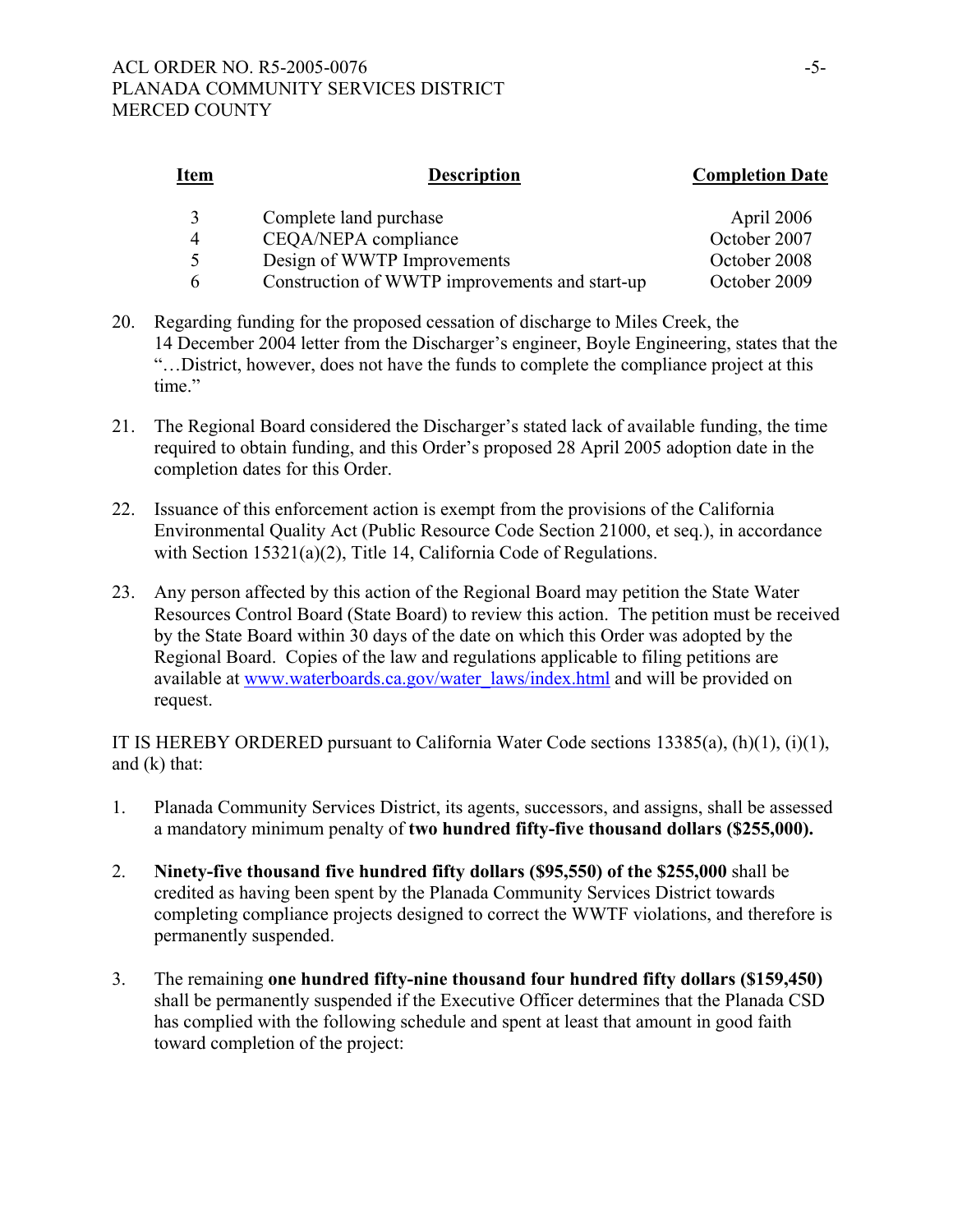| Item | Description | Completion Date |
|---|---|---|
| 3 | Complete land purchase | April 2006 |
| 4 | CEQA/NEPA compliance | October 2007 |
| 5 | Design of WWTP Improvements | October 2008 |
| 6 | Construction of WWTP improvements and start-up | October 2009 |

20. Regarding funding for the proposed cessation of discharge to Miles Creek, the 14 December 2004 letter from the Discharger's engineer, Boyle Engineering, states that the "…District, however, does not have the funds to complete the compliance project at this time."

21. The Regional Board considered the Discharger's stated lack of available funding, the time required to obtain funding, and this Order's proposed 28 April 2005 adoption date in the completion dates for this Order.

22. Issuance of this enforcement action is exempt from the provisions of the California Environmental Quality Act (Public Resource Code Section 21000, et seq.), in accordance with Section 15321(a)(2), Title 14, California Code of Regulations.

23. Any person affected by this action of the Regional Board may petition the State Water Resources Control Board (State Board) to review this action. The petition must be received by the State Board within 30 days of the date on which this Order was adopted by the Regional Board. Copies of the law and regulations applicable to filing petitions are available at www.waterboards.ca.gov/water_laws/index.html and will be provided on request.

IT IS HEREBY ORDERED pursuant to California Water Code sections 13385(a), (h)(1), (i)(1), and (k) that:

1. Planada Community Services District, its agents, successors, and assigns, shall be assessed a mandatory minimum penalty of **two hundred fifty-five thousand dollars ($255,000).**

2. **Ninety-five thousand five hundred fifty dollars ($95,550) of the $255,000** shall be credited as having been spent by the Planada Community Services District towards completing compliance projects designed to correct the WWTF violations, and therefore is permanently suspended.

3. The remaining **one hundred fifty-nine thousand four hundred fifty dollars ($159,450)** shall be permanently suspended if the Executive Officer determines that the Planada CSD has complied with the following schedule and spent at least that amount in good faith toward completion of the project: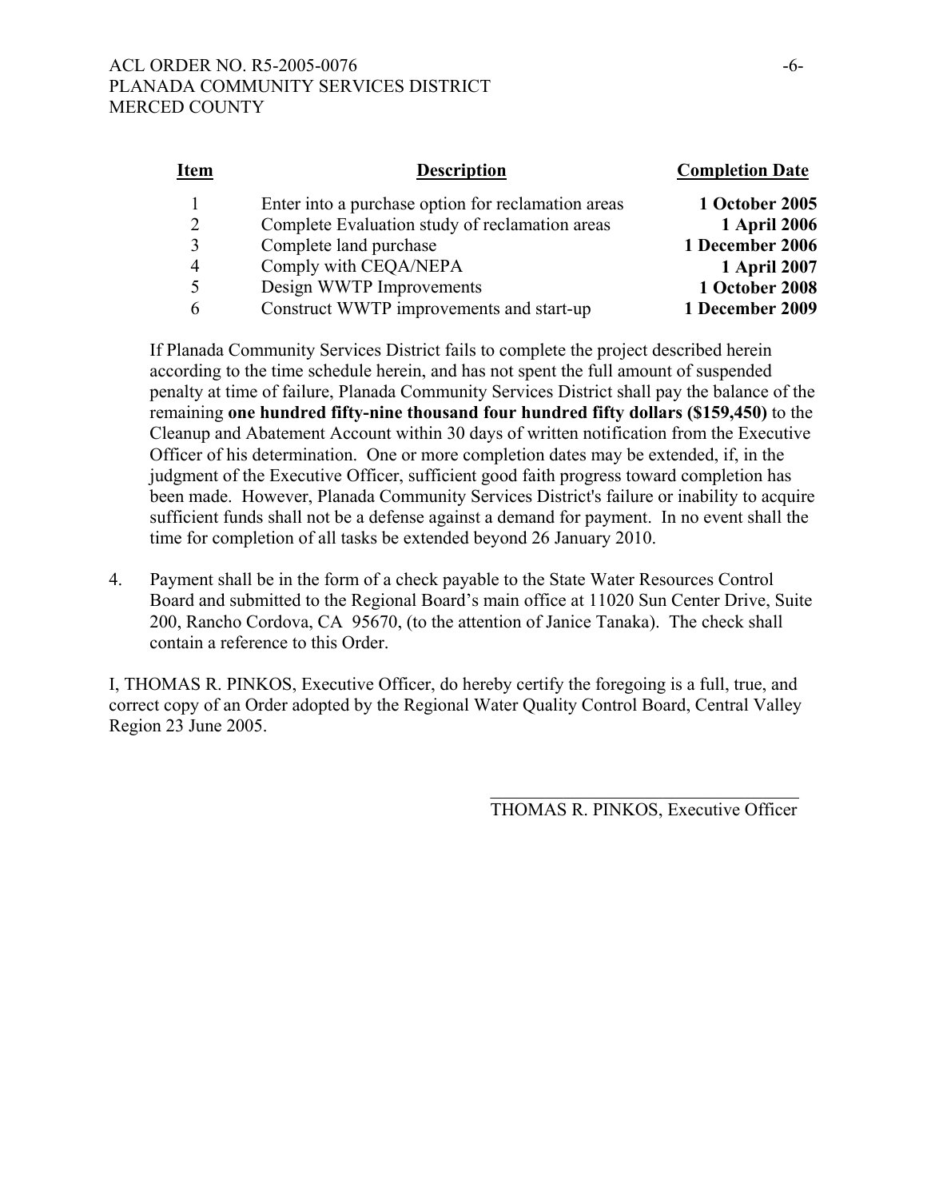| Item | Description | Completion Date |
|---|---|---|
| 1 | Enter into a purchase option for reclamation areas | **1 October 2005** |
| 2 | Complete Evaluation study of reclamation areas | **1 April 2006** |
| 3 | Complete land purchase | **1 December 2006** |
| 4 | Comply with CEQA/NEPA | **1 April 2007** |
| 5 | Design WWTP Improvements | **1 October 2008** |
| 6 | Construct WWTP improvements and start-up | **1 December 2009** |

If Planada Community Services District fails to complete the project described herein according to the time schedule herein, and has not spent the full amount of suspended penalty at time of failure, Planada Community Services District shall pay the balance of the remaining **one hundred fifty-nine thousand four hundred fifty dollars ($159,450)** to the Cleanup and Abatement Account within 30 days of written notification from the Executive Officer of his determination. One or more completion dates may be extended, if, in the judgment of the Executive Officer, sufficient good faith progress toward completion has been made. However, Planada Community Services District's failure or inability to acquire sufficient funds shall not be a defense against a demand for payment. In no event shall the time for completion of all tasks be extended beyond 26 January 2010.

4. Payment shall be in the form of a check payable to the State Water Resources Control Board and submitted to the Regional Board's main office at 11020 Sun Center Drive, Suite 200, Rancho Cordova, CA 95670, (to the attention of Janice Tanaka). The check shall contain a reference to this Order.

I, THOMAS R. PINKOS, Executive Officer, do hereby certify the foregoing is a full, true, and correct copy of an Order adopted by the Regional Water Quality Control Board, Central Valley Region 23 June 2005.

THOMAS R. PINKOS, Executive Officer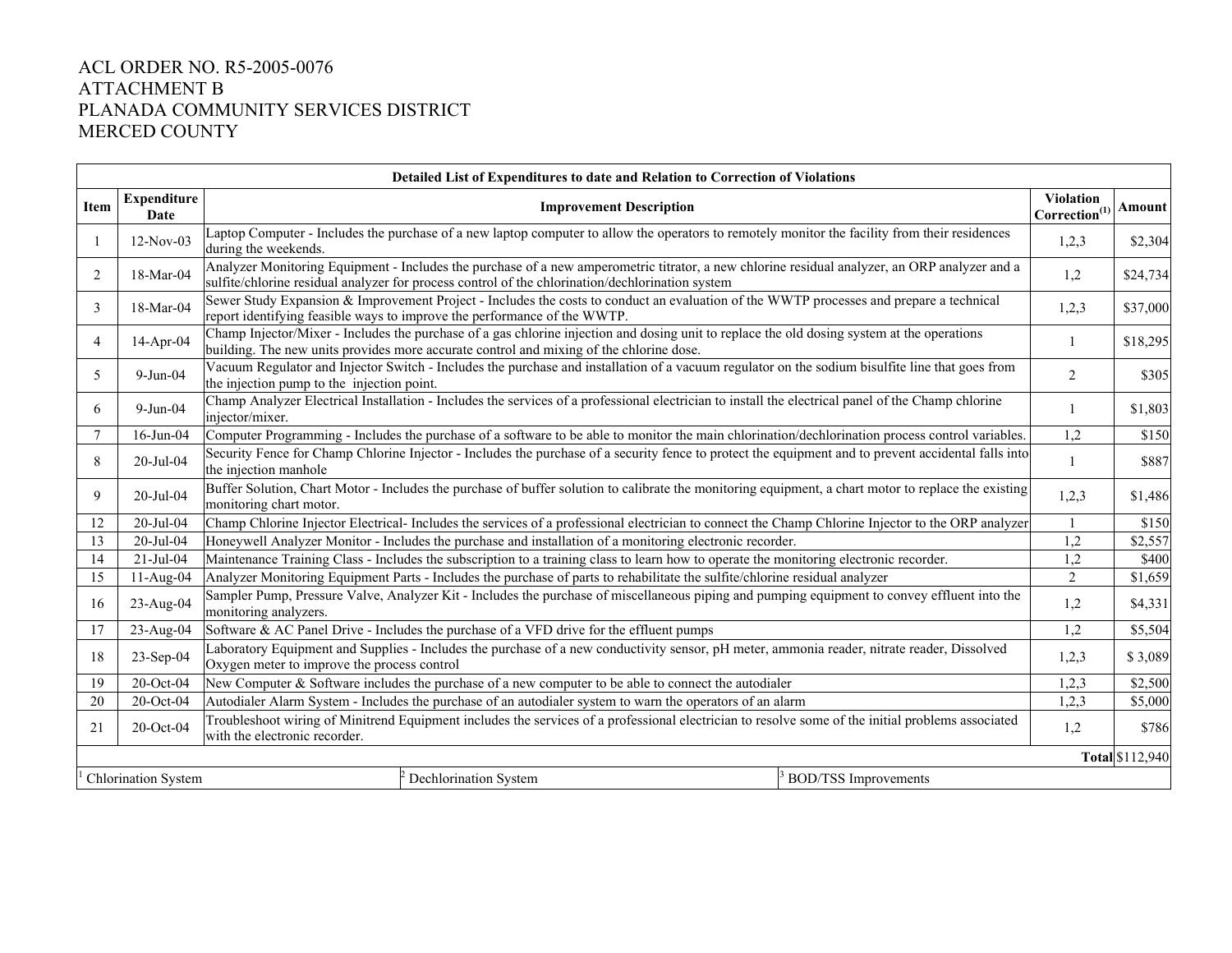ACL ORDER NO. R5-2005-0076
ATTACHMENT B
PLANADA COMMUNITY SERVICES DISTRICT
MERCED COUNTY

| Detailed List of Expenditures to date and Relation to Correction of Violations | | | | |
|---|---|---|---|---|
| **Item** | **Expenditure Date** | **Improvement Description** | **Violation Correction[1]** | **Amount** |
| 1 | 12-Nov-03 | Laptop Computer - Includes the purchase of a new laptop computer to allow the operators to remotely monitor the facility from their residences during the weekends. | 1,2,3 | $2,304 |
| 2 | 18-Mar-04 | Analyzer Monitoring Equipment - Includes the purchase of a new amperometric titrator, a new chlorine residual analyzer, an ORP analyzer and a sulfite/chlorine residual analyzer for process control of the chlorination/dechlorination system | 1,2 | $24,734 |
| 3 | 18-Mar-04 | Sewer Study Expansion & Improvement Project - Includes the costs to conduct an evaluation of the WWTP processes and prepare a technical report identifying feasible ways to improve the performance of the WWTP. | 1,2,3 | $37,000 |
| 4 | 14-Apr-04 | Champ Injector/Mixer - Includes the purchase of a gas chlorine injection and dosing unit to replace the old dosing system at the operations building. The new units provides more accurate control and mixing of the chlorine dose. | 1 | $18,295 |
| 5 | 9-Jun-04 | Vacuum Regulator and Injector Switch - Includes the purchase and installation of a vacuum regulator on the sodium bisulfite line that goes from the injection pump to the injection point. | 2 | $305 |
| 6 | 9-Jun-04 | Champ Analyzer Electrical Installation - Includes the services of a professional electrician to install the electrical panel of the Champ chlorine injector/mixer. | 1 | $1,803 |
| 7 | 16-Jun-04 | Computer Programming - Includes the purchase of a software to be able to monitor the main chlorination/dechlorination process control variables. | 1,2 | $150 |
| 8 | 20-Jul-04 | Security Fence for Champ Chlorine Injector - Includes the purchase of a security fence to protect the equipment and to prevent accidental falls into the injection manhole | 1 | $887 |
| 9 | 20-Jul-04 | Buffer Solution, Chart Motor - Includes the purchase of buffer solution to calibrate the monitoring equipment, a chart motor to replace the existing monitoring chart motor. | 1,2,3 | $1,486 |
| 12 | 20-Jul-04 | Champ Chlorine Injector Electrical- Includes the services of a professional electrician to connect the Champ Chlorine Injector to the ORP analyzer | 1 | $150 |
| 13 | 20-Jul-04 | Honeywell Analyzer Monitor - Includes the purchase and installation of a monitoring electronic recorder. | 1,2 | $2,557 |
| 14 | 21-Jul-04 | Maintenance Training Class - Includes the subscription to a training class to learn how to operate the monitoring electronic recorder. | 1,2 | $400 |
| 15 | 11-Aug-04 | Analyzer Monitoring Equipment Parts - Includes the purchase of parts to rehabilitate the sulfite/chlorine residual analyzer | 2 | $1,659 |
| 16 | 23-Aug-04 | Sampler Pump, Pressure Valve, Analyzer Kit - Includes the purchase of miscellaneous piping and pumping equipment to convey effluent into the monitoring analyzers. | 1,2 | $4,331 |
| 17 | 23-Aug-04 | Software & AC Panel Drive - Includes the purchase of a VFD drive for the effluent pumps | 1,2 | $5,504 |
| 18 | 23-Sep-04 | Laboratory Equipment and Supplies - Includes the purchase of a new conductivity sensor, pH meter, ammonia reader, nitrate reader, Dissolved Oxygen meter to improve the process control | 1,2,3 | $ 3,089 |
| 19 | 20-Oct-04 | New Computer & Software includes the purchase of a new computer to be able to connect the autodialer | 1,2,3 | $2,500 |
| 20 | 20-Oct-04 | Autodialer Alarm System - Includes the purchase of an autodialer system to warn the operators of an alarm | 1,2,3 | $5,000 |
| 21 | 20-Oct-04 | Troubleshoot wiring of Minitrend Equipment includes the services of a professional electrician to resolve some of the initial problems associated with the electronic recorder. | 1,2 | $786 |
| | | | **Total** | $112,940 |

[1] Chlorination System [2] Dechlorination System [3] BOD/TSS Improvements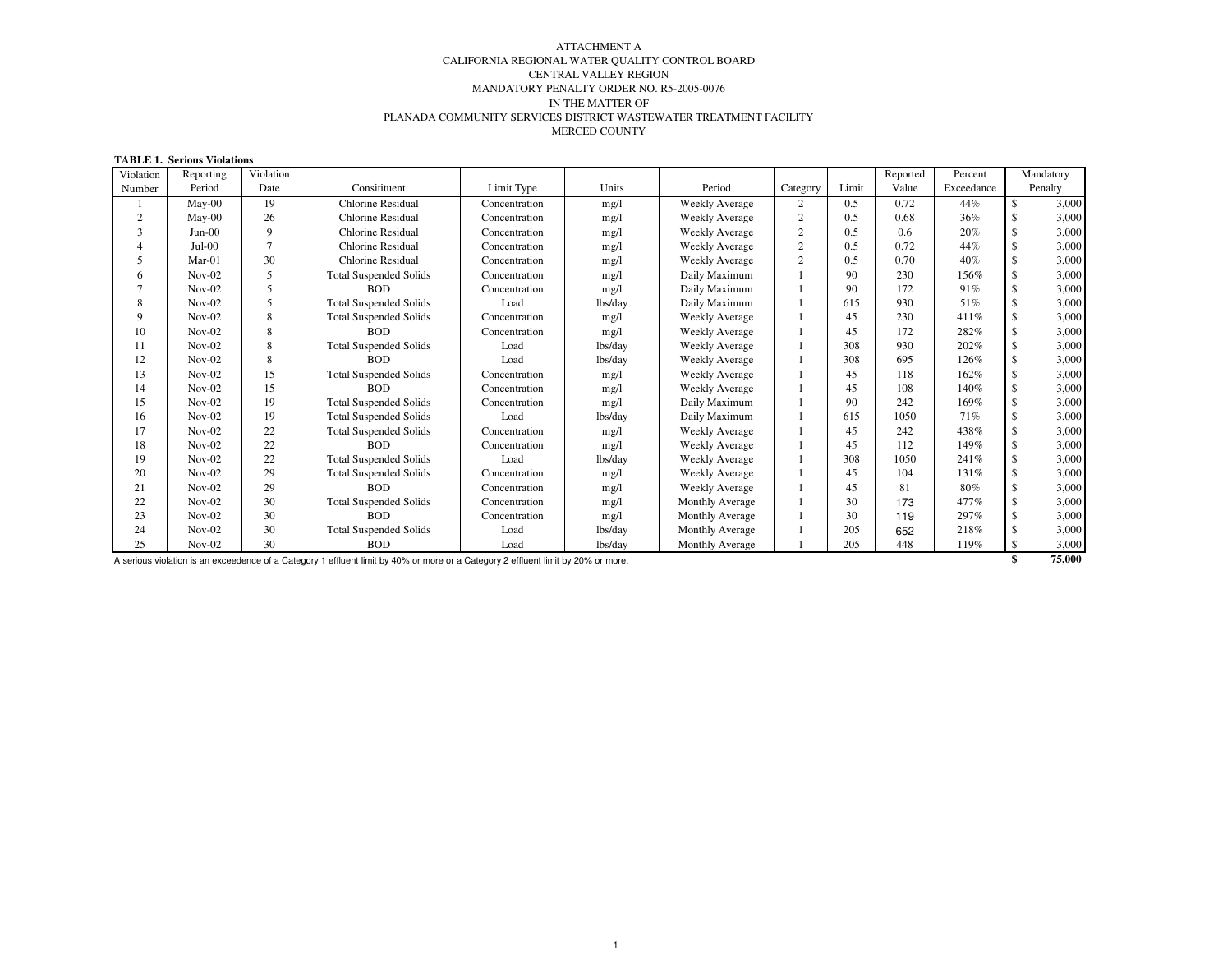ATTACHMENT A
CALIFORNIA REGIONAL WATER QUALITY CONTROL BOARD
CENTRAL VALLEY REGION
MANDATORY PENALTY ORDER NO. R5-2005-0076
IN THE MATTER OF
PLANADA COMMUNITY SERVICES DISTRICT WASTEWATER TREATMENT FACILITY
MERCED COUNTY

**TABLE 1. Serious Violations**

| Violation Number | Reporting Period | Violation Date | Consitituent | Limit Type | Units | Period | Category | Limit | Reported Value | Percent Exceedance | Mandatory Penalty |
|---|---|---|---|---|---|---|---|---|---|---|---|
| 1 | May-00 | 19 | Chlorine Residual | Concentration | mg/l | Weekly Average | 2 | 0.5 | 0.72 | 44% | $ 3,000 |
| 2 | May-00 | 26 | Chlorine Residual | Concentration | mg/l | Weekly Average | 2 | 0.5 | 0.68 | 36% | $ 3,000 |
| 3 | Jun-00 | 9 | Chlorine Residual | Concentration | mg/l | Weekly Average | 2 | 0.5 | 0.6 | 20% | $ 3,000 |
| 4 | Jul-00 | 7 | Chlorine Residual | Concentration | mg/l | Weekly Average | 2 | 0.5 | 0.72 | 44% | $ 3,000 |
| 5 | Mar-01 | 30 | Chlorine Residual | Concentration | mg/l | Weekly Average | 2 | 0.5 | 0.70 | 40% | $ 3,000 |
| 6 | Nov-02 | 5 | Total Suspended Solids | Concentration | mg/l | Daily Maximum | 1 | 90 | 230 | 156% | $ 3,000 |
| 7 | Nov-02 | 5 | BOD | Concentration | mg/l | Daily Maximum | 1 | 90 | 172 | 91% | $ 3,000 |
| 8 | Nov-02 | 5 | Total Suspended Solids | Load | lbs/day | Daily Maximum | 1 | 615 | 930 | 51% | $ 3,000 |
| 9 | Nov-02 | 8 | Total Suspended Solids | Concentration | mg/l | Weekly Average | 1 | 45 | 230 | 411% | $ 3,000 |
| 10 | Nov-02 | 8 | BOD | Concentration | mg/l | Weekly Average | 1 | 45 | 172 | 282% | $ 3,000 |
| 11 | Nov-02 | 8 | Total Suspended Solids | Load | lbs/day | Weekly Average | 1 | 308 | 930 | 202% | $ 3,000 |
| 12 | Nov-02 | 8 | BOD | Load | lbs/day | Weekly Average | 1 | 308 | 695 | 126% | $ 3,000 |
| 13 | Nov-02 | 15 | Total Suspended Solids | Concentration | mg/l | Weekly Average | 1 | 45 | 118 | 162% | $ 3,000 |
| 14 | Nov-02 | 15 | BOD | Concentration | mg/l | Weekly Average | 1 | 45 | 108 | 140% | $ 3,000 |
| 15 | Nov-02 | 19 | Total Suspended Solids | Concentration | mg/l | Daily Maximum | 1 | 90 | 242 | 169% | $ 3,000 |
| 16 | Nov-02 | 19 | Total Suspended Solids | Load | lbs/day | Daily Maximum | 1 | 615 | 1050 | 71% | $ 3,000 |
| 17 | Nov-02 | 22 | Total Suspended Solids | Concentration | mg/l | Weekly Average | 1 | 45 | 242 | 438% | $ 3,000 |
| 18 | Nov-02 | 22 | BOD | Concentration | mg/l | Weekly Average | 1 | 45 | 112 | 149% | $ 3,000 |
| 19 | Nov-02 | 22 | Total Suspended Solids | Load | lbs/day | Weekly Average | 1 | 308 | 1050 | 241% | $ 3,000 |
| 20 | Nov-02 | 29 | Total Suspended Solids | Concentration | mg/l | Weekly Average | 1 | 45 | 104 | 131% | $ 3,000 |
| 21 | Nov-02 | 29 | BOD | Concentration | mg/l | Weekly Average | 1 | 45 | 81 | 80% | $ 3,000 |
| 22 | Nov-02 | 30 | Total Suspended Solids | Concentration | mg/l | Monthly Average | 1 | 30 | 173 | 477% | $ 3,000 |
| 23 | Nov-02 | 30 | BOD | Concentration | mg/l | Monthly Average | 1 | 30 | 119 | 297% | $ 3,000 |
| 24 | Nov-02 | 30 | Total Suspended Solids | Load | lbs/day | Monthly Average | 1 | 205 | 652 | 218% | $ 3,000 |
| 25 | Nov-02 | 30 | BOD | Load | lbs/day | Monthly Average | 1 | 205 | 448 | 119% | $ 3,000 |
| | | | | | | | | | | | **$ 75,000** |

A serious violation is an exceedence of a Category 1 effluent limit by 40% or more or a Category 2 effluent limit by 20% or more.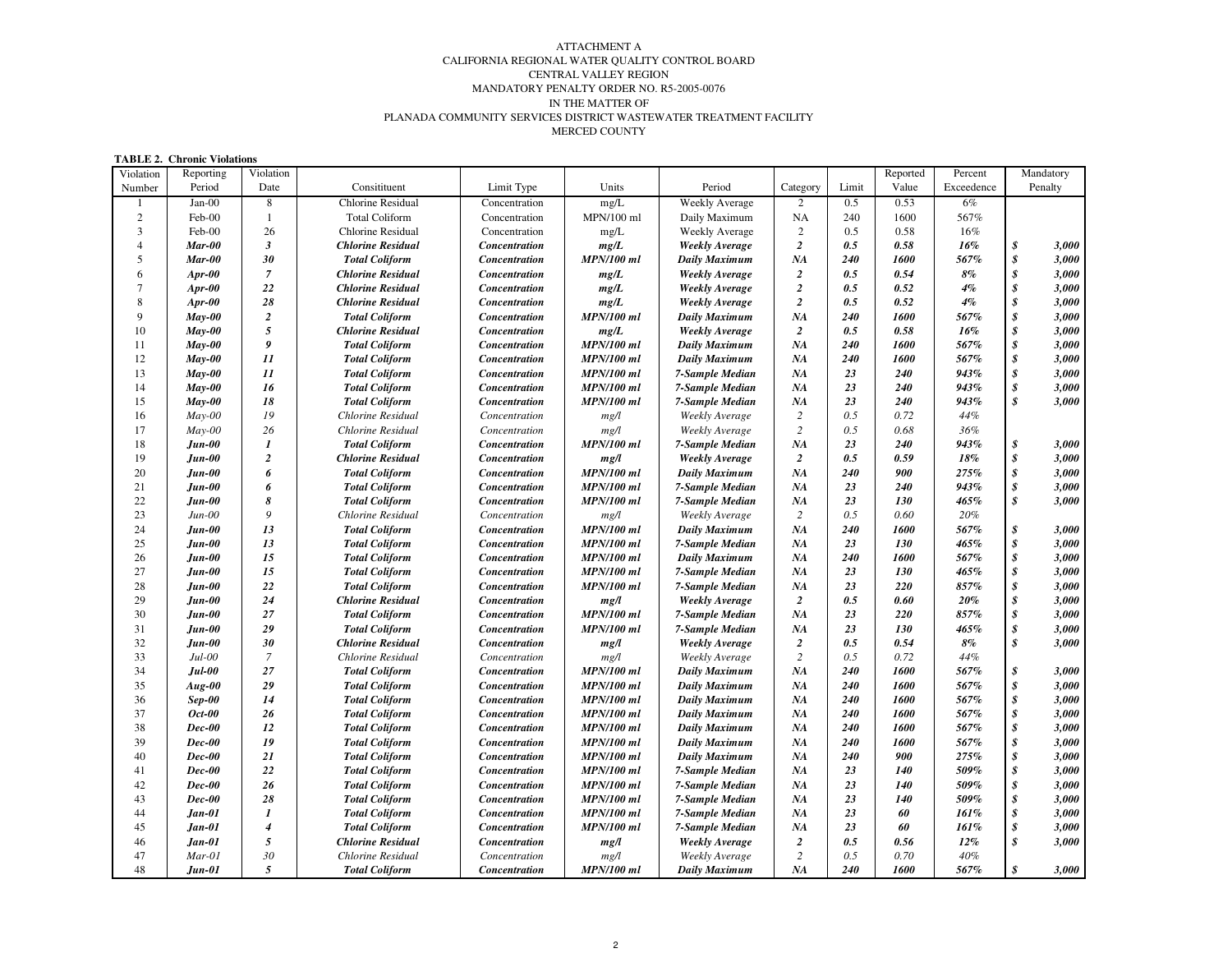ATTACHMENT A
CALIFORNIA REGIONAL WATER QUALITY CONTROL BOARD
CENTRAL VALLEY REGION
MANDATORY PENALTY ORDER NO. R5-2005-0076
IN THE MATTER OF
PLANADA COMMUNITY SERVICES DISTRICT WASTEWATER TREATMENT FACILITY
MERCED COUNTY

**TABLE 2. Chronic Violations**

| Violation Number | Reporting Period | Violation Date | Consitituent | Limit Type | Units | Period | Category | Limit | Reported Value | Percent Exceedence | Mandatory Penalty |
|---|---|---|---|---|---|---|---|---|---|---|---|
| 1 | Jan-00 | 8 | Chlorine Residual | Concentration | mg/L | Weekly Average | 2 | 0.5 | 0.53 | 6% | |
| 2 | Feb-00 | 1 | Total Coliform | Concentration | MPN/100 ml | Daily Maximum | NA | 240 | 1600 | 567% | |
| 3 | Feb-00 | 26 | Chlorine Residual | Concentration | mg/L | Weekly Average | 2 | 0.5 | 0.58 | 16% | |
| 4 | ***Mar-00*** | ***3*** | ***Chlorine Residual*** | ***Concentration*** | ***mg/L*** | ***Weekly Average*** | ***2*** | ***0.5*** | ***0.58*** | ***16%*** | ***$ 3,000*** |
| 5 | ***Mar-00*** | ***30*** | ***Total Coliform*** | ***Concentration*** | ***MPN/100 ml*** | ***Daily Maximum*** | ***NA*** | ***240*** | ***1600*** | ***567%*** | ***$ 3,000*** |
| 6 | ***Apr-00*** | ***7*** | ***Chlorine Residual*** | ***Concentration*** | ***mg/L*** | ***Weekly Average*** | ***2*** | ***0.5*** | ***0.54*** | ***8%*** | ***$ 3,000*** |
| 7 | ***Apr-00*** | ***22*** | ***Chlorine Residual*** | ***Concentration*** | ***mg/L*** | ***Weekly Average*** | ***2*** | ***0.5*** | ***0.52*** | ***4%*** | ***$ 3,000*** |
| 8 | ***Apr-00*** | ***28*** | ***Chlorine Residual*** | ***Concentration*** | ***mg/L*** | ***Weekly Average*** | ***2*** | ***0.5*** | ***0.52*** | ***4%*** | ***$ 3,000*** |
| 9 | ***May-00*** | ***2*** | ***Total Coliform*** | ***Concentration*** | ***MPN/100 ml*** | ***Daily Maximum*** | ***NA*** | ***240*** | ***1600*** | ***567%*** | ***$ 3,000*** |
| 10 | ***May-00*** | ***5*** | ***Chlorine Residual*** | ***Concentration*** | ***mg/L*** | ***Weekly Average*** | ***2*** | ***0.5*** | ***0.58*** | ***16%*** | ***$ 3,000*** |
| 11 | ***May-00*** | ***9*** | ***Total Coliform*** | ***Concentration*** | ***MPN/100 ml*** | ***Daily Maximum*** | ***NA*** | ***240*** | ***1600*** | ***567%*** | ***$ 3,000*** |
| 12 | ***May-00*** | ***11*** | ***Total Coliform*** | ***Concentration*** | ***MPN/100 ml*** | ***Daily Maximum*** | ***NA*** | ***240*** | ***1600*** | ***567%*** | ***$ 3,000*** |
| 13 | ***May-00*** | ***11*** | ***Total Coliform*** | ***Concentration*** | ***MPN/100 ml*** | ***7-Sample Median*** | ***NA*** | ***23*** | ***240*** | ***943%*** | ***$ 3,000*** |
| 14 | ***May-00*** | ***16*** | ***Total Coliform*** | ***Concentration*** | ***MPN/100 ml*** | ***7-Sample Median*** | ***NA*** | ***23*** | ***240*** | ***943%*** | ***$ 3,000*** |
| 15 | ***May-00*** | ***18*** | ***Total Coliform*** | ***Concentration*** | ***MPN/100 ml*** | ***7-Sample Median*** | ***NA*** | ***23*** | ***240*** | ***943%*** | ***$ 3,000*** |
| 16 | *May-00* | *19* | *Chlorine Residual* | *Concentration* | *mg/l* | *Weekly Average* | *2* | *0.5* | *0.72* | *44%* | |
| 17 | *May-00* | *26* | *Chlorine Residual* | *Concentration* | *mg/l* | *Weekly Average* | *2* | *0.5* | *0.68* | *36%* | |
| 18 | ***Jun-00*** | ***1*** | ***Total Coliform*** | ***Concentration*** | ***MPN/100 ml*** | ***7-Sample Median*** | ***NA*** | ***23*** | ***240*** | ***943%*** | ***$ 3,000*** |
| 19 | ***Jun-00*** | ***2*** | ***Chlorine Residual*** | ***Concentration*** | ***mg/l*** | ***Weekly Average*** | ***2*** | ***0.5*** | ***0.59*** | ***18%*** | ***$ 3,000*** |
| 20 | ***Jun-00*** | ***6*** | ***Total Coliform*** | ***Concentration*** | ***MPN/100 ml*** | ***Daily Maximum*** | ***NA*** | ***240*** | ***900*** | ***275%*** | ***$ 3,000*** |
| 21 | ***Jun-00*** | ***6*** | ***Total Coliform*** | ***Concentration*** | ***MPN/100 ml*** | ***7-Sample Median*** | ***NA*** | ***23*** | ***240*** | ***943%*** | ***$ 3,000*** |
| 22 | ***Jun-00*** | ***8*** | ***Total Coliform*** | ***Concentration*** | ***MPN/100 ml*** | ***7-Sample Median*** | ***NA*** | ***23*** | ***130*** | ***465%*** | ***$ 3,000*** |
| 23 | *Jun-00* | *9* | *Chlorine Residual* | *Concentration* | *mg/l* | *Weekly Average* | *2* | *0.5* | *0.60* | *20%* | |
| 24 | ***Jun-00*** | ***13*** | ***Total Coliform*** | ***Concentration*** | ***MPN/100 ml*** | ***Daily Maximum*** | ***NA*** | ***240*** | ***1600*** | ***567%*** | ***$ 3,000*** |
| 25 | ***Jun-00*** | ***13*** | ***Total Coliform*** | ***Concentration*** | ***MPN/100 ml*** | ***7-Sample Median*** | ***NA*** | ***23*** | ***130*** | ***465%*** | ***$ 3,000*** |
| 26 | ***Jun-00*** | ***15*** | ***Total Coliform*** | ***Concentration*** | ***MPN/100 ml*** | ***Daily Maximum*** | ***NA*** | ***240*** | ***1600*** | ***567%*** | ***$ 3,000*** |
| 27 | ***Jun-00*** | ***15*** | ***Total Coliform*** | ***Concentration*** | ***MPN/100 ml*** | ***7-Sample Median*** | ***NA*** | ***23*** | ***130*** | ***465%*** | ***$ 3,000*** |
| 28 | ***Jun-00*** | ***22*** | ***Total Coliform*** | ***Concentration*** | ***MPN/100 ml*** | ***7-Sample Median*** | ***NA*** | ***23*** | ***220*** | ***857%*** | ***$ 3,000*** |
| 29 | ***Jun-00*** | ***24*** | ***Chlorine Residual*** | ***Concentration*** | ***mg/l*** | ***Weekly Average*** | ***2*** | ***0.5*** | ***0.60*** | ***20%*** | ***$ 3,000*** |
| 30 | ***Jun-00*** | ***27*** | ***Total Coliform*** | ***Concentration*** | ***MPN/100 ml*** | ***7-Sample Median*** | ***NA*** | ***23*** | ***220*** | ***857%*** | ***$ 3,000*** |
| 31 | ***Jun-00*** | ***29*** | ***Total Coliform*** | ***Concentration*** | ***MPN/100 ml*** | ***7-Sample Median*** | ***NA*** | ***23*** | ***130*** | ***465%*** | ***$ 3,000*** |
| 32 | ***Jun-00*** | ***30*** | ***Chlorine Residual*** | ***Concentration*** | ***mg/l*** | ***Weekly Average*** | ***2*** | ***0.5*** | ***0.54*** | ***8%*** | ***$ 3,000*** |
| 33 | *Jul-00* | *7* | *Chlorine Residual* | *Concentration* | *mg/l* | *Weekly Average* | *2* | *0.5* | *0.72* | *44%* | |
| 34 | ***Jul-00*** | ***27*** | ***Total Coliform*** | ***Concentration*** | ***MPN/100 ml*** | ***Daily Maximum*** | ***NA*** | ***240*** | ***1600*** | ***567%*** | ***$ 3,000*** |
| 35 | ***Aug-00*** | ***29*** | ***Total Coliform*** | ***Concentration*** | ***MPN/100 ml*** | ***Daily Maximum*** | ***NA*** | ***240*** | ***1600*** | ***567%*** | ***$ 3,000*** |
| 36 | ***Sep-00*** | ***14*** | ***Total Coliform*** | ***Concentration*** | ***MPN/100 ml*** | ***Daily Maximum*** | ***NA*** | ***240*** | ***1600*** | ***567%*** | ***$ 3,000*** |
| 37 | ***Oct-00*** | ***26*** | ***Total Coliform*** | ***Concentration*** | ***MPN/100 ml*** | ***Daily Maximum*** | ***NA*** | ***240*** | ***1600*** | ***567%*** | ***$ 3,000*** |
| 38 | ***Dec-00*** | ***12*** | ***Total Coliform*** | ***Concentration*** | ***MPN/100 ml*** | ***Daily Maximum*** | ***NA*** | ***240*** | ***1600*** | ***567%*** | ***$ 3,000*** |
| 39 | ***Dec-00*** | ***19*** | ***Total Coliform*** | ***Concentration*** | ***MPN/100 ml*** | ***Daily Maximum*** | ***NA*** | ***240*** | ***1600*** | ***567%*** | ***$ 3,000*** |
| 40 | ***Dec-00*** | ***21*** | ***Total Coliform*** | ***Concentration*** | ***MPN/100 ml*** | ***Daily Maximum*** | ***NA*** | ***240*** | ***900*** | ***275%*** | ***$ 3,000*** |
| 41 | ***Dec-00*** | ***22*** | ***Total Coliform*** | ***Concentration*** | ***MPN/100 ml*** | ***7-Sample Median*** | ***NA*** | ***23*** | ***140*** | ***509%*** | ***$ 3,000*** |
| 42 | ***Dec-00*** | ***26*** | ***Total Coliform*** | ***Concentration*** | ***MPN/100 ml*** | ***7-Sample Median*** | ***NA*** | ***23*** | ***140*** | ***509%*** | ***$ 3,000*** |
| 43 | ***Dec-00*** | ***28*** | ***Total Coliform*** | ***Concentration*** | ***MPN/100 ml*** | ***7-Sample Median*** | ***NA*** | ***23*** | ***140*** | ***509%*** | ***$ 3,000*** |
| 44 | ***Jan-01*** | ***1*** | ***Total Coliform*** | ***Concentration*** | ***MPN/100 ml*** | ***7-Sample Median*** | ***NA*** | ***23*** | ***60*** | ***161%*** | ***$ 3,000*** |
| 45 | ***Jan-01*** | ***4*** | ***Total Coliform*** | ***Concentration*** | ***MPN/100 ml*** | ***7-Sample Median*** | ***NA*** | ***23*** | ***60*** | ***161%*** | ***$ 3,000*** |
| 46 | ***Jan-01*** | ***5*** | ***Chlorine Residual*** | ***Concentration*** | ***mg/l*** | ***Weekly Average*** | ***2*** | ***0.5*** | ***0.56*** | ***12%*** | ***$ 3,000*** |
| 47 | *Mar-01* | *30* | *Chlorine Residual* | *Concentration* | *mg/l* | *Weekly Average* | *2* | *0.5* | *0.70* | *40%* | |
| 48 | ***Jun-01*** | ***5*** | ***Total Coliform*** | ***Concentration*** | ***MPN/100 ml*** | ***Daily Maximum*** | ***NA*** | ***240*** | ***1600*** | ***567%*** | ***$ 3,000*** |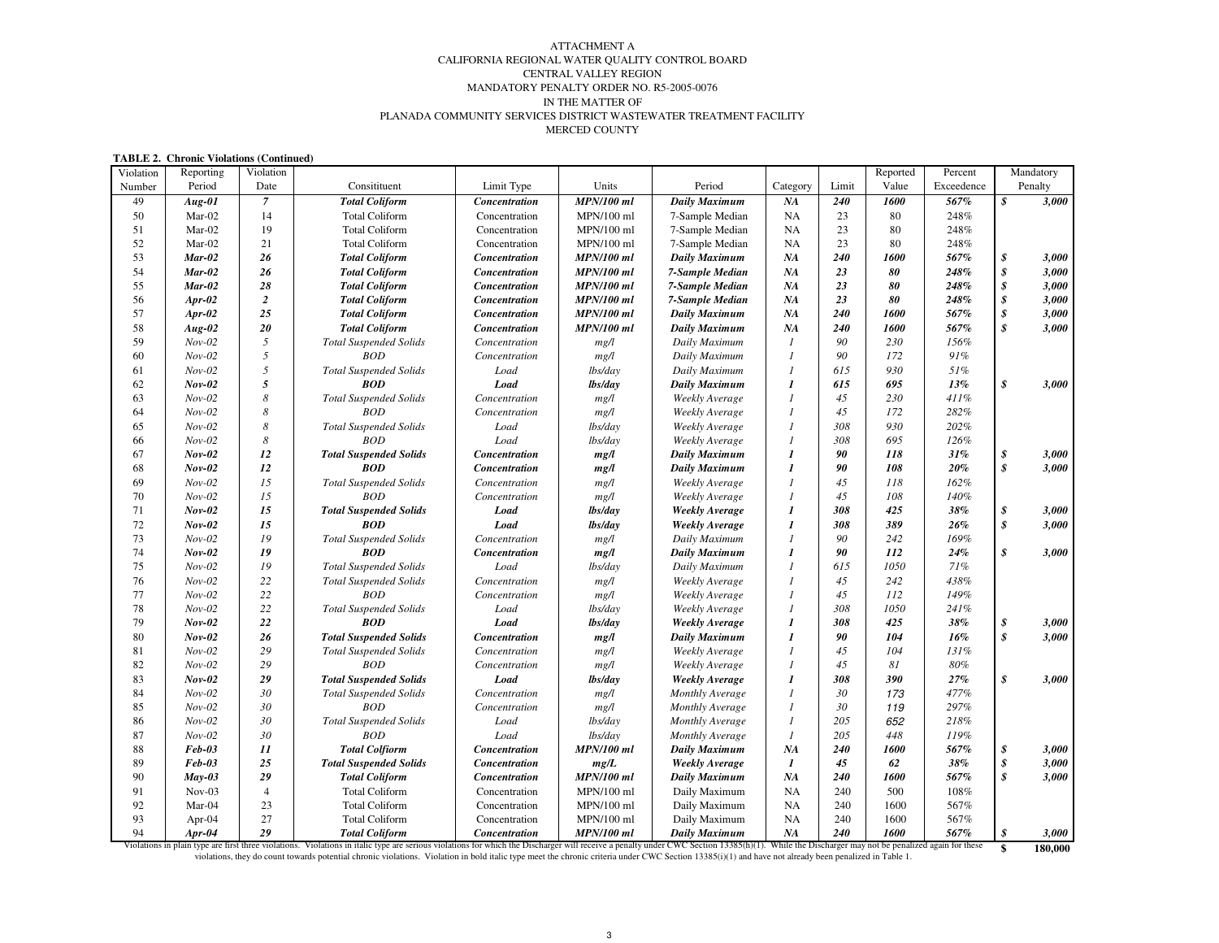ATTACHMENT A
CALIFORNIA REGIONAL WATER QUALITY CONTROL BOARD
CENTRAL VALLEY REGION
MANDATORY PENALTY ORDER NO. R5-2005-0076
IN THE MATTER OF
PLANADA COMMUNITY SERVICES DISTRICT WASTEWATER TREATMENT FACILITY
MERCED COUNTY

**TABLE 2. Chronic Violations (Continued)**

| Violation Number | Reporting Period | Violation Date | Consitituent | Limit Type | Units | Period | Category | Limit | Reported Value | Percent Exceedence | Mandatory Penalty |
|---|---|---|---|---|---|---|---|---|---|---|---|
| 49 | ***Aug-01*** | ***7*** | ***Total Coliform*** | ***Concentration*** | ***MPN/100 ml*** | ***Daily Maximum*** | ***NA*** | ***240*** | ***1600*** | ***567%*** | ***$ 3,000*** |
| 50 | Mar-02 | 14 | Total Coliform | Concentration | MPN/100 ml | 7-Sample Median | NA | 23 | 80 | 248% | |
| 51 | Mar-02 | 19 | Total Coliform | Concentration | MPN/100 ml | 7-Sample Median | NA | 23 | 80 | 248% | |
| 52 | Mar-02 | 21 | Total Coliform | Concentration | MPN/100 ml | 7-Sample Median | NA | 23 | 80 | 248% | |
| 53 | ***Mar-02*** | ***26*** | ***Total Coliform*** | ***Concentration*** | ***MPN/100 ml*** | ***Daily Maximum*** | ***NA*** | ***240*** | ***1600*** | ***567%*** | ***$ 3,000*** |
| 54 | ***Mar-02*** | ***26*** | ***Total Coliform*** | ***Concentration*** | ***MPN/100 ml*** | ***7-Sample Median*** | ***NA*** | ***23*** | ***80*** | ***248%*** | ***$ 3,000*** |
| 55 | ***Mar-02*** | ***28*** | ***Total Coliform*** | ***Concentration*** | ***MPN/100 ml*** | ***7-Sample Median*** | ***NA*** | ***23*** | ***80*** | ***248%*** | ***$ 3,000*** |
| 56 | ***Apr-02*** | ***2*** | ***Total Coliform*** | ***Concentration*** | ***MPN/100 ml*** | ***7-Sample Median*** | ***NA*** | ***23*** | ***80*** | ***248%*** | ***$ 3,000*** |
| 57 | ***Apr-02*** | ***25*** | ***Total Coliform*** | ***Concentration*** | ***MPN/100 ml*** | ***Daily Maximum*** | ***NA*** | ***240*** | ***1600*** | ***567%*** | ***$ 3,000*** |
| 58 | ***Aug-02*** | ***20*** | ***Total Coliform*** | ***Concentration*** | ***MPN/100 ml*** | ***Daily Maximum*** | ***NA*** | ***240*** | ***1600*** | ***567%*** | ***$ 3,000*** |
| 59 | *Nov-02* | *5* | *Total Suspended Solids* | *Concentration* | *mg/l* | *Daily Maximum* | *1* | *90* | *230* | *156%* | |
| 60 | *Nov-02* | *5* | *BOD* | *Concentration* | *mg/l* | *Daily Maximum* | *1* | *90* | *172* | *91%* | |
| 61 | *Nov-02* | *5* | *Total Suspended Solids* | *Load* | *lbs/day* | *Daily Maximum* | *1* | *615* | *930* | *51%* | |
| 62 | ***Nov-02*** | ***5*** | ***BOD*** | ***Load*** | ***lbs/day*** | ***Daily Maximum*** | ***1*** | ***615*** | ***695*** | ***13%*** | ***$ 3,000*** |
| 63 | *Nov-02* | *8* | *Total Suspended Solids* | *Concentration* | *mg/l* | *Weekly Average* | *1* | *45* | *230* | *411%* | |
| 64 | *Nov-02* | *8* | *BOD* | *Concentration* | *mg/l* | *Weekly Average* | *1* | *45* | *172* | *282%* | |
| 65 | *Nov-02* | *8* | *Total Suspended Solids* | *Load* | *lbs/day* | *Weekly Average* | *1* | *308* | *930* | *202%* | |
| 66 | *Nov-02* | *8* | *BOD* | *Load* | *lbs/day* | *Weekly Average* | *1* | *308* | *695* | *126%* | |
| 67 | ***Nov-02*** | ***12*** | ***Total Suspended Solids*** | ***Concentration*** | ***mg/l*** | ***Daily Maximum*** | ***1*** | ***90*** | ***118*** | ***31%*** | ***$ 3,000*** |
| 68 | ***Nov-02*** | ***12*** | ***BOD*** | ***Concentration*** | ***mg/l*** | ***Daily Maximum*** | ***1*** | ***90*** | ***108*** | ***20%*** | ***$ 3,000*** |
| 69 | *Nov-02* | *15* | *Total Suspended Solids* | *Concentration* | *mg/l* | *Weekly Average* | *1* | *45* | *118* | *162%* | |
| 70 | *Nov-02* | *15* | *BOD* | *Concentration* | *mg/l* | *Weekly Average* | *1* | *45* | *108* | *140%* | |
| 71 | ***Nov-02*** | ***15*** | ***Total Suspended Solids*** | ***Load*** | ***lbs/day*** | ***Weekly Average*** | ***1*** | ***308*** | ***425*** | ***38%*** | ***$ 3,000*** |
| 72 | ***Nov-02*** | ***15*** | ***BOD*** | ***Load*** | ***lbs/day*** | ***Weekly Average*** | ***1*** | ***308*** | ***389*** | ***26%*** | ***$ 3,000*** |
| 73 | *Nov-02* | *19* | *Total Suspended Solids* | *Concentration* | *mg/l* | *Daily Maximum* | *1* | *90* | *242* | *169%* | |
| 74 | ***Nov-02*** | ***19*** | ***BOD*** | ***Concentration*** | ***mg/l*** | ***Daily Maximum*** | ***1*** | ***90*** | ***112*** | ***24%*** | ***$ 3,000*** |
| 75 | *Nov-02* | *19* | *Total Suspended Solids* | *Load* | *lbs/day* | *Daily Maximum* | *1* | *615* | *1050* | *71%* | |
| 76 | *Nov-02* | *22* | *Total Suspended Solids* | *Concentration* | *mg/l* | *Weekly Average* | *1* | *45* | *242* | *438%* | |
| 77 | *Nov-02* | *22* | *BOD* | *Concentration* | *mg/l* | *Weekly Average* | *1* | *45* | *112* | *149%* | |
| 78 | *Nov-02* | *22* | *Total Suspended Solids* | *Load* | *lbs/day* | *Weekly Average* | *1* | *308* | *1050* | *241%* | |
| 79 | ***Nov-02*** | ***22*** | ***BOD*** | ***Load*** | ***lbs/day*** | ***Weekly Average*** | ***1*** | ***308*** | ***425*** | ***38%*** | ***$ 3,000*** |
| 80 | ***Nov-02*** | ***26*** | ***Total Suspended Solids*** | ***Concentration*** | ***mg/l*** | ***Daily Maximum*** | ***1*** | ***90*** | ***104*** | ***16%*** | ***$ 3,000*** |
| 81 | *Nov-02* | *29* | *Total Suspended Solids* | *Concentration* | *mg/l* | *Weekly Average* | *1* | *45* | *104* | *131%* | |
| 82 | *Nov-02* | *29* | *BOD* | *Concentration* | *mg/l* | *Weekly Average* | *1* | *45* | *81* | *80%* | |
| 83 | ***Nov-02*** | ***29*** | ***Total Suspended Solids*** | ***Load*** | ***lbs/day*** | ***Weekly Average*** | ***1*** | ***308*** | ***390*** | ***27%*** | ***$ 3,000*** |
| 84 | *Nov-02* | *30* | *Total Suspended Solids* | *Concentration* | *mg/l* | *Monthly Average* | *1* | *30* | 173 | *477%* | |
| 85 | *Nov-02* | *30* | *BOD* | *Concentration* | *mg/l* | *Monthly Average* | *1* | *30* | 119 | *297%* | |
| 86 | *Nov-02* | *30* | *Total Suspended Solids* | *Load* | *lbs/day* | *Monthly Average* | *1* | *205* | 652 | *218%* | |
| 87 | *Nov-02* | *30* | *BOD* | *Load* | *lbs/day* | *Monthly Average* | *1* | *205* | *448* | *119%* | |
| 88 | ***Feb-03*** | ***11*** | ***Total Colfiorm*** | ***Concentration*** | ***MPN/100 ml*** | ***Daily Maximum*** | ***NA*** | ***240*** | ***1600*** | ***567%*** | ***$ 3,000*** |
| 89 | ***Feb-03*** | ***25*** | ***Total Suspended Solids*** | ***Concentration*** | ***mg/L*** | ***Weekly Average*** | ***1*** | ***45*** | ***62*** | ***38%*** | ***$ 3,000*** |
| 90 | ***May-03*** | ***29*** | ***Total Coliform*** | ***Concentration*** | ***MPN/100 ml*** | ***Daily Maximum*** | ***NA*** | ***240*** | ***1600*** | ***567%*** | ***$ 3,000*** |
| 91 | Nov-03 | 4 | Total Coliform | Concentration | MPN/100 ml | Daily Maximum | NA | 240 | 500 | 108% | |
| 92 | Mar-04 | 23 | Total Coliform | Concentration | MPN/100 ml | Daily Maximum | NA | 240 | 1600 | 567% | |
| 93 | Apr-04 | 27 | Total Coliform | Concentration | MPN/100 ml | Daily Maximum | NA | 240 | 1600 | 567% | |
| 94 | ***Apr-04*** | ***29*** | ***Total Coliform*** | ***Concentration*** | ***MPN/100 ml*** | ***Daily Maximum*** | ***NA*** | ***240*** | ***1600*** | ***567%*** | ***$ 3,000*** |
| | | | | | | | | | | | **$ 180,000** |

Violations in plain type are first three violations. Violations in italic type are serious violations for which the Discharger will receive a penalty under CWC Section 13385(h)(1). While the Discharger may not be penalized again for these violations, they do count towards potential chronic violations. Violation in bold italic type meet the chronic criteria under CWC Section 13385(i)(1) and have not already been penalized in Table 1.